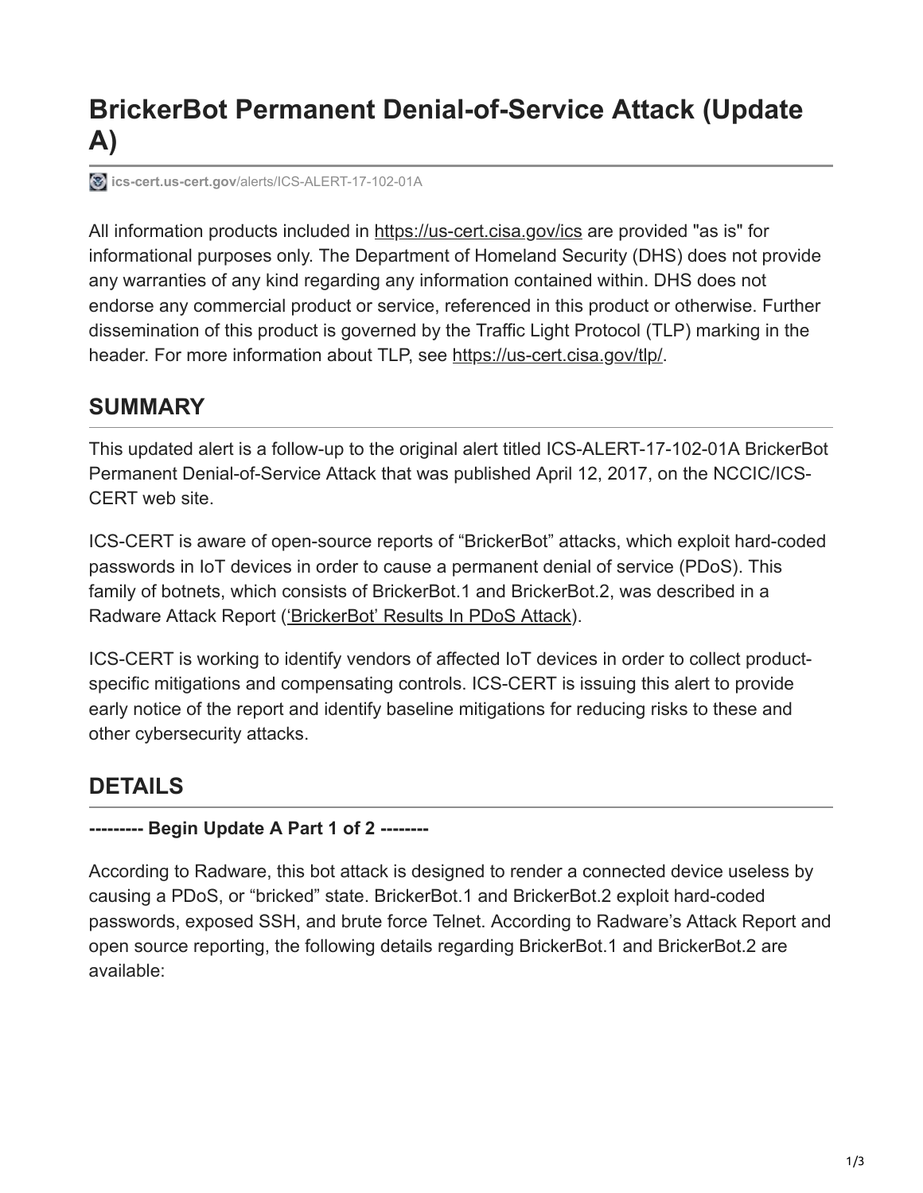# BrickerBot Permanent Denial-of-Service Attack (Update A)

**ics-cert.us-cert.gov**/alerts/ICS-ALERT-17-102-01A

All information products included in https://us-cert.cisa.gov/ics are provided "as is" for informational purposes only. The Department of Homeland Security (DHS) does not provide any warranties of any kind regarding any information contained within. DHS does not endorse any commercial product or service, referenced in this product or otherwise. Further dissemination of this product is governed by the Traffic Light Protocol (TLP) marking in the header. For more information about TLP, see https://us-cert.cisa.gov/tlp/.

## SUMMARY

This updated alert is a follow-up to the original alert titled ICS-ALERT-17-102-01A BrickerBot Permanent Denial-of-Service Attack that was published April 12, 2017, on the NCCIC/ICS-CERT web site.

ICS-CERT is aware of open-source reports of “BrickerBot” attacks, which exploit hard-coded passwords in IoT devices in order to cause a permanent denial of service (PDoS). This family of botnets, which consists of BrickerBot.1 and BrickerBot.2, was described in a Radware Attack Report (‘BrickerBot’ Results In PDoS Attack).

ICS-CERT is working to identify vendors of affected IoT devices in order to collect product-specific mitigations and compensating controls. ICS-CERT is issuing this alert to provide early notice of the report and identify baseline mitigations for reducing risks to these and other cybersecurity attacks.

## DETAILS

**--------- Begin Update A Part 1 of 2 --------**

According to Radware, this bot attack is designed to render a connected device useless by causing a PDoS, or “bricked” state. BrickerBot.1 and BrickerBot.2 exploit hard-coded passwords, exposed SSH, and brute force Telnet. According to Radware’s Attack Report and open source reporting, the following details regarding BrickerBot.1 and BrickerBot.2 are available: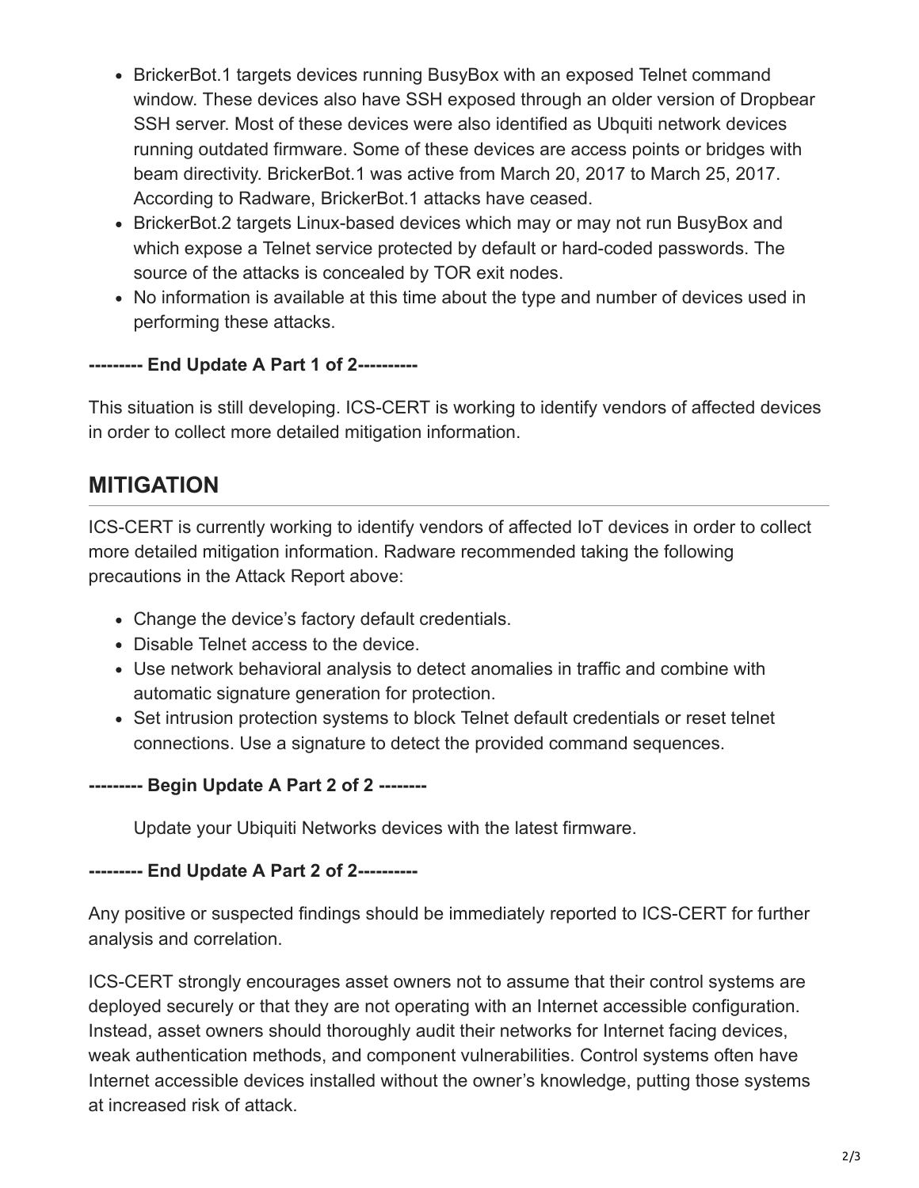- BrickerBot.1 targets devices running BusyBox with an exposed Telnet command window. These devices also have SSH exposed through an older version of Dropbear SSH server. Most of these devices were also identified as Ubiquiti network devices running outdated firmware. Some of these devices are access points or bridges with beam directivity. BrickerBot.1 was active from March 20, 2017 to March 25, 2017. According to Radware, BrickerBot.1 attacks have ceased.
- BrickerBot.2 targets Linux-based devices which may or may not run BusyBox and which expose a Telnet service protected by default or hard-coded passwords. The source of the attacks is concealed by TOR exit nodes.
- No information is available at this time about the type and number of devices used in performing these attacks.

**--------- End Update A Part 1 of 2----------**

This situation is still developing. ICS-CERT is working to identify vendors of affected devices in order to collect more detailed mitigation information.

## MITIGATION

ICS-CERT is currently working to identify vendors of affected IoT devices in order to collect more detailed mitigation information. Radware recommended taking the following precautions in the Attack Report above:

- Change the device's factory default credentials.
- Disable Telnet access to the device.
- Use network behavioral analysis to detect anomalies in traffic and combine with automatic signature generation for protection.
- Set intrusion protection systems to block Telnet default credentials or reset telnet connections. Use a signature to detect the provided command sequences.

**--------- Begin Update A Part 2 of 2 --------**

Update your Ubiquiti Networks devices with the latest firmware.

**--------- End Update A Part 2 of 2----------**

Any positive or suspected findings should be immediately reported to ICS-CERT for further analysis and correlation.

ICS-CERT strongly encourages asset owners not to assume that their control systems are deployed securely or that they are not operating with an Internet accessible configuration. Instead, asset owners should thoroughly audit their networks for Internet facing devices, weak authentication methods, and component vulnerabilities. Control systems often have Internet accessible devices installed without the owner's knowledge, putting those systems at increased risk of attack.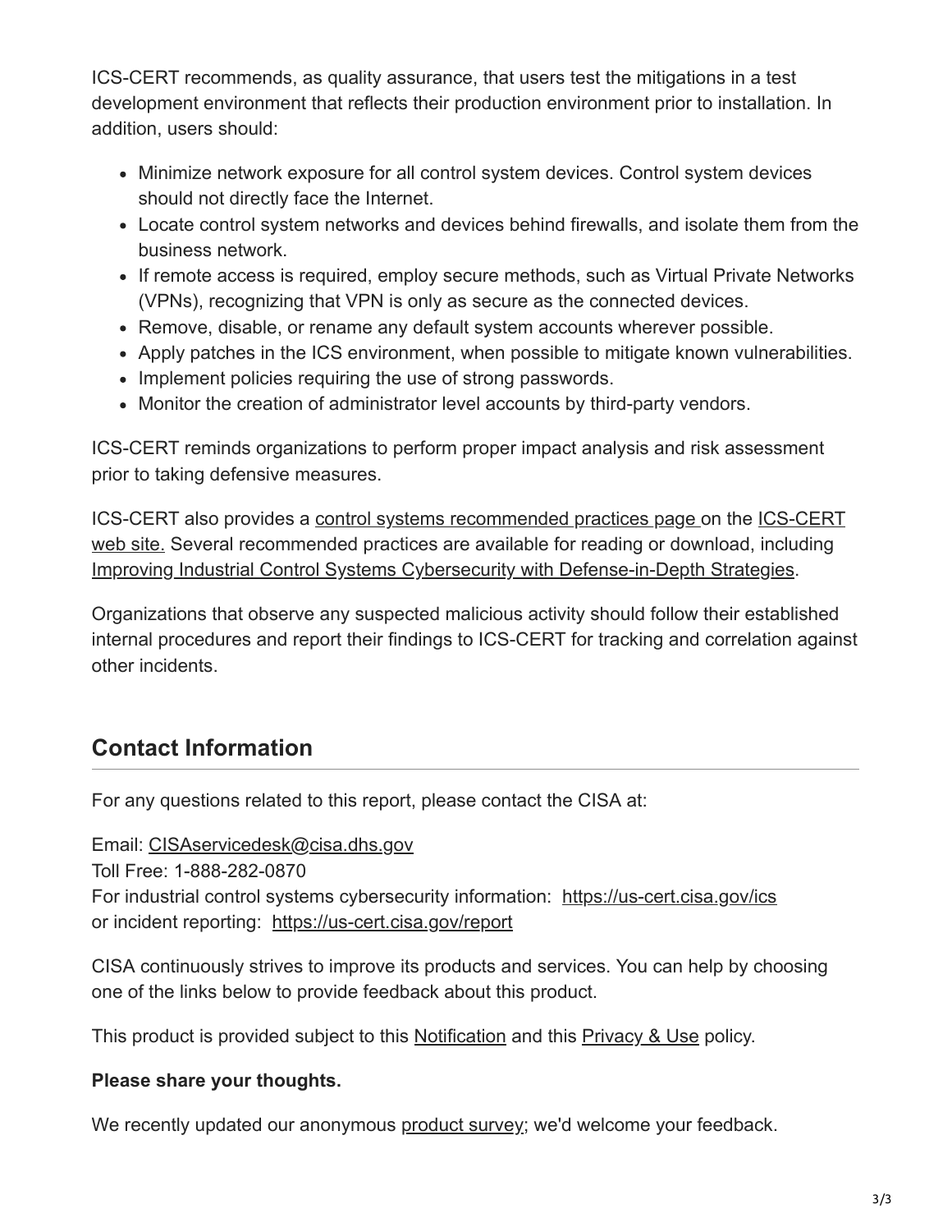ICS-CERT recommends, as quality assurance, that users test the mitigations in a test development environment that reflects their production environment prior to installation. In addition, users should:

- Minimize network exposure for all control system devices. Control system devices should not directly face the Internet.
- Locate control system networks and devices behind firewalls, and isolate them from the business network.
- If remote access is required, employ secure methods, such as Virtual Private Networks (VPNs), recognizing that VPN is only as secure as the connected devices.
- Remove, disable, or rename any default system accounts wherever possible.
- Apply patches in the ICS environment, when possible to mitigate known vulnerabilities.
- Implement policies requiring the use of strong passwords.
- Monitor the creation of administrator level accounts by third-party vendors.

ICS-CERT reminds organizations to perform proper impact analysis and risk assessment prior to taking defensive measures.

ICS-CERT also provides a control systems recommended practices page on the ICS-CERT web site. Several recommended practices are available for reading or download, including Improving Industrial Control Systems Cybersecurity with Defense-in-Depth Strategies.

Organizations that observe any suspected malicious activity should follow their established internal procedures and report their findings to ICS-CERT for tracking and correlation against other incidents.

## Contact Information

For any questions related to this report, please contact the CISA at:

Email: CISAservicedesk@cisa.dhs.gov
Toll Free: 1-888-282-0870
For industrial control systems cybersecurity information: https://us-cert.cisa.gov/ics
or incident reporting: https://us-cert.cisa.gov/report

CISA continuously strives to improve its products and services. You can help by choosing one of the links below to provide feedback about this product.

This product is provided subject to this Notification and this Privacy & Use policy.

**Please share your thoughts.**

We recently updated our anonymous product survey; we'd welcome your feedback.